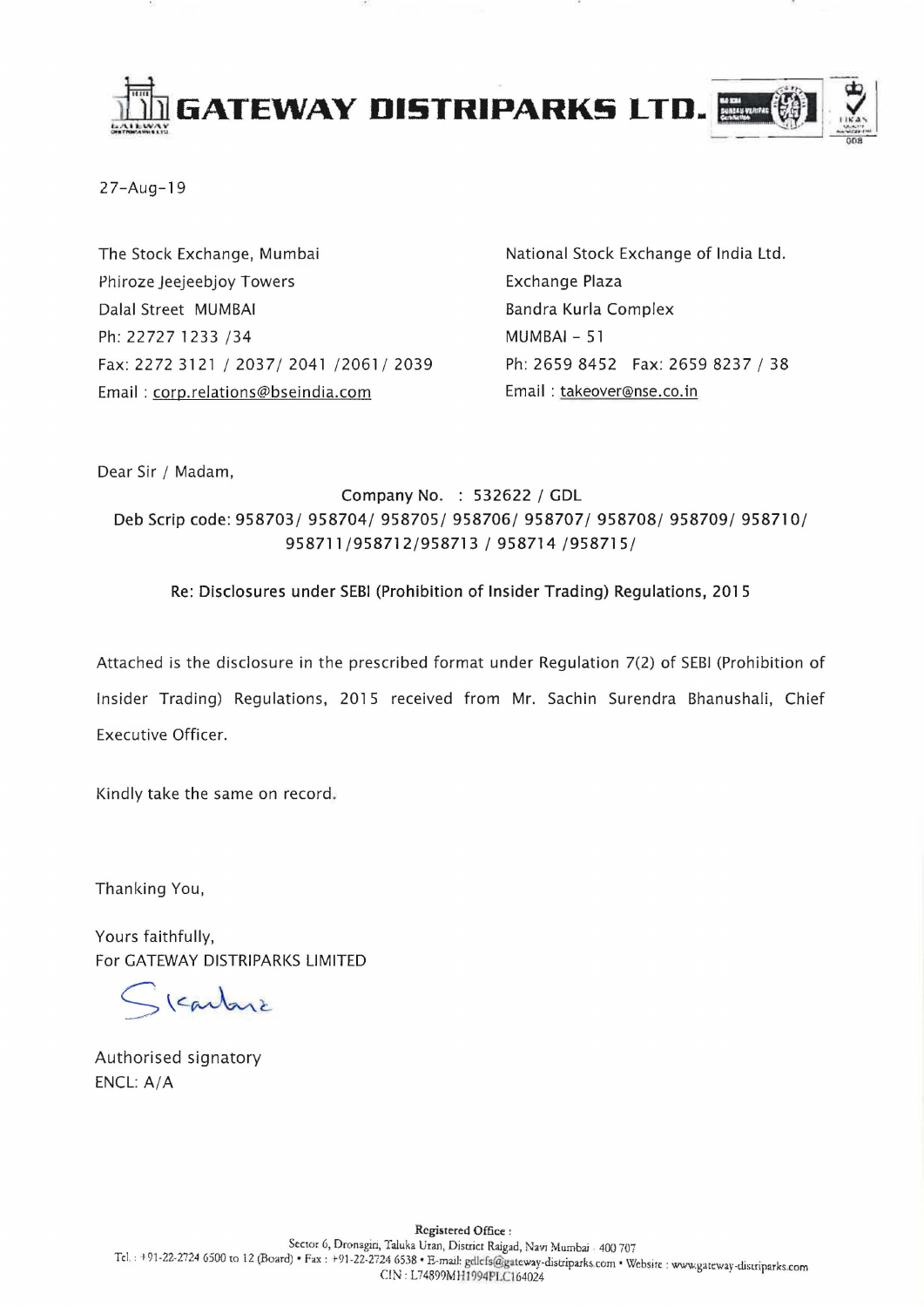# GATEWAY DISTRIPARKS LTD.

27-Aug-19

The Stock Exchange, Mumbai
Phiroze Jeejeebjoy Towers
Dalal Street MUMBAI
Ph: 22727 1233 /34
Fax: 2272 3121 / 2037/ 2041 /2061/ 2039
Email : corp.relations@bseindia.com

National Stock Exchange of India Ltd.
Exchange Plaza
Bandra Kurla Complex
MUMBAI - 51
Ph: 2659 8452 Fax: 2659 8237 / 38
Email : takeover@nse.co.in

Dear Sir / Madam,

Company No. : 532622 / GDL
Deb Scrip code: 958703/ 958704/ 958705/ 958706/ 958707/ 958708/ 958709/ 958710/ 958711/958712/958713 / 958714 /958715/

**Re: Disclosures under SEBI (Prohibition of Insider Trading) Regulations, 2015**

Attached is the disclosure in the prescribed format under Regulation 7(2) of SEBI (Prohibition of Insider Trading) Regulations, 2015 received from Mr. Sachin Surendra Bhanushali, Chief Executive Officer.

Kindly take the same on record.

Thanking You,

Yours faithfully,
For GATEWAY DISTRIPARKS LIMITED

Authorised signatory
ENCL: A/A

Registered Office :
Sector 6, Dronagiri, Taluka Uran, District Raigad, Navi Mumbai - 400 707
Tel. : +91-22-2724 6500 to 12 (Board) • Fax : +91-22-2724 6538 • E-mail: gdlcfs@gateway-distriparks.com • Website : www.gateway-distriparks.com
CIN : L74899MH1994PLC164024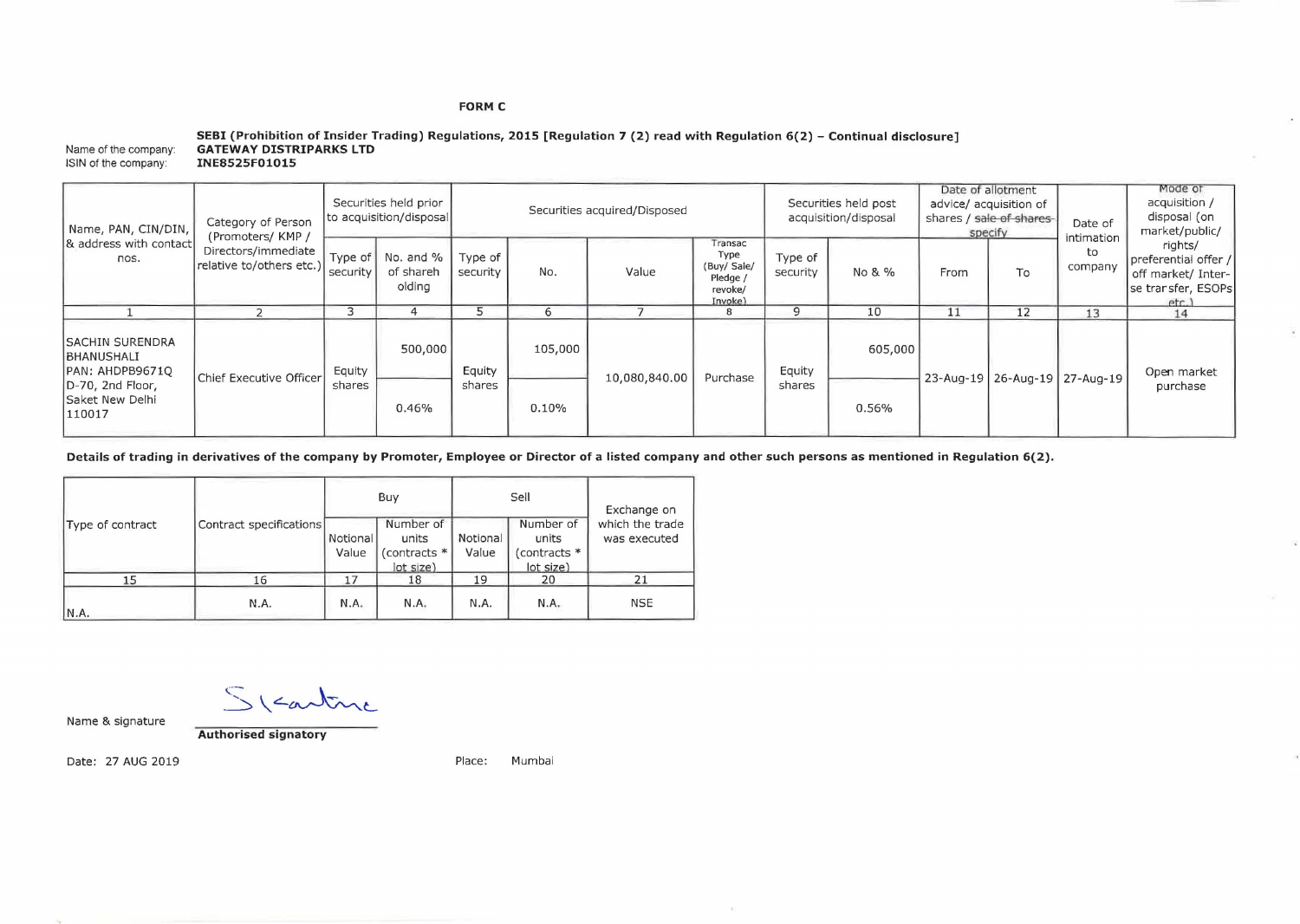**FORM C**

**SEBI (Prohibition of Insider Trading) Regulations, 2015 [Regulation 7 (2) read with Regulation 6(2) – Continual disclosure]**

Name of the company: **GATEWAY DISTRIPARKS LTD**
ISIN of the company: **INE8525F01015**

| Name, PAN, CIN/DIN, & address with contact nos. | Category of Person (Promoters/ KMP / Directors/immediate relative to/others etc.) | Securities held prior to acquisition/disposal | | Securities acquired/Disposed | | | | Securities held post acquisition/disposal | | Date of allotment advice/ acquisition of shares / ~~sale of shares~~ specify | | Date of intimation to company | Mode of acquisition / disposal (on market/public/ rights/ preferential offer / off market/ Inter-se transfer, ESOPs etc.) |
|---|---|---|---|---|---|---|---|---|---|---|---|---|---|
| | | Type of security | No. and % of shareholding | Type of security | No. | Value | Transac Type (Buy/ Sale/ Pledge / revoke/ Invoke) | Type of security | No & % | From | To | | |
| 1 | 2 | 3 | 4 | 5 | 6 | 7 | 8 | 9 | 10 | 11 | 12 | 13 | 14 |
| SACHIN SURENDRA BHANUSHALI PAN: AHDPB9671Q D-70, 2nd Floor, Saket New Delhi 110017 | Chief Executive Officer | Equity shares | 500,000 / 0.46% | Equity shares | 105,000 / 0.10% | 10,080,840.00 | Purchase | Equity shares | 605,000 / 0.56% | 23-Aug-19 | 26-Aug-19 | 27-Aug-19 | Open market purchase |

**Details of trading in derivatives of the company by Promoter, Employee or Director of a listed company and other such persons as mentioned in Regulation 6(2).**

| Type of contract | Contract specifications | Buy | | Sell | | Exchange on which the trade was executed |
|---|---|---|---|---|---|---|
| | | Notional Value | Number of units (contracts * lot size) | Notional Value | Number of units (contracts * lot size) | |
| 15 | 16 | 17 | 18 | 19 | 20 | 21 |
| N.A. | N.A. | N.A. | N.A. | N.A. | N.A. | NSE |

Name & signature

**Authorised signatory**

Date: 27 AUG 2019

Place: Mumbai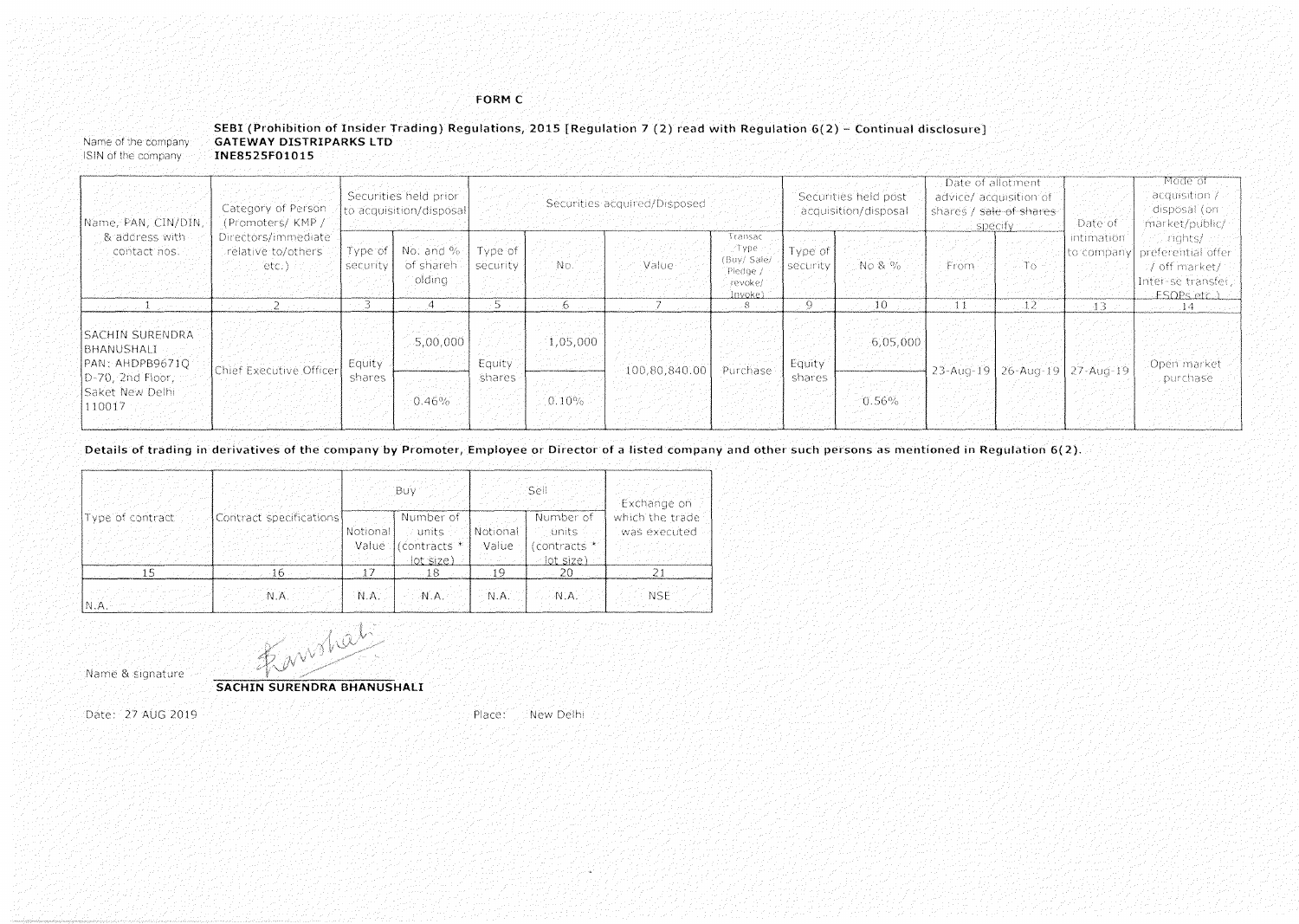# FORM C

**SEBI (Prohibition of Insider Trading) Regulations, 2015 [Regulation 7 (2) read with Regulation 6(2) – Continual disclosure]**

Name of the company **GATEWAY DISTRIPARKS LTD**
ISIN of the company **INE852F01015**

| Name, PAN, CIN/DIN, & address with contact nos. | Category of Person (Promoters/ KMP / Directors/immediate relative to/others etc.) | Securities held prior to acquisition/disposal | | Securities acquired/Disposed | | | | Securities held post acquisition/disposal | | Date of allotment advice/ acquisition of shares / ~~sale of shares~~ specify | | Date of intimation to company | Mode of acquisition / disposal (on market/public/ rights/ preferential offer / off market/ Inter-se transfer, ESOPs etc.) |
|---|---|---|---|---|---|---|---|---|---|---|---|---|---|
| | | Type of security | No. and % of shareholding | Type of security | No. | Value | Transac Type (Buy/ Sale/ Pledge / revoke/ Invoke) | Type of security | No & % | From | To | | |
| 1 | 2 | 3 | 4 | 5 | 6 | 7 | 8 | 9 | 10 | 11 | 12 | 13 | 14 |
| SACHIN SURENDRA BHANUSHALI PAN: AHDPB9671Q D-70, 2nd Floor, Saket New Delhi 110017 | Chief Executive Officer | Equity shares | 5,00,000 0.46% | Equity shares | 1,05,000 0.10% | 100,80,840.00 | Purchase | Equity shares | 6,05,000 0.56% | 23-Aug-19 | 26-Aug-19 | 27-Aug-19 | Open market purchase |

**Details of trading in derivatives of the company by Promoter, Employee or Director of a listed company and other such persons as mentioned in Regulation 6(2).**

| Type of contract | Contract specifications | Buy | | Sell | | Exchange on which the trade was executed |
|---|---|---|---|---|---|---|
| | | Notional Value | Number of units (contracts * lot size) | Notional Value | Number of units (contracts * lot size) | |
| 15 | 16 | 17 | 18 | 19 | 20 | 21 |
| N.A. | N.A. | N.A. | N.A. | N.A. | N.A. | NSE |

Name & signature

**SACHIN SURENDRA BHANUSHALI**

Date: 27 AUG 2019

Place: New Delhi